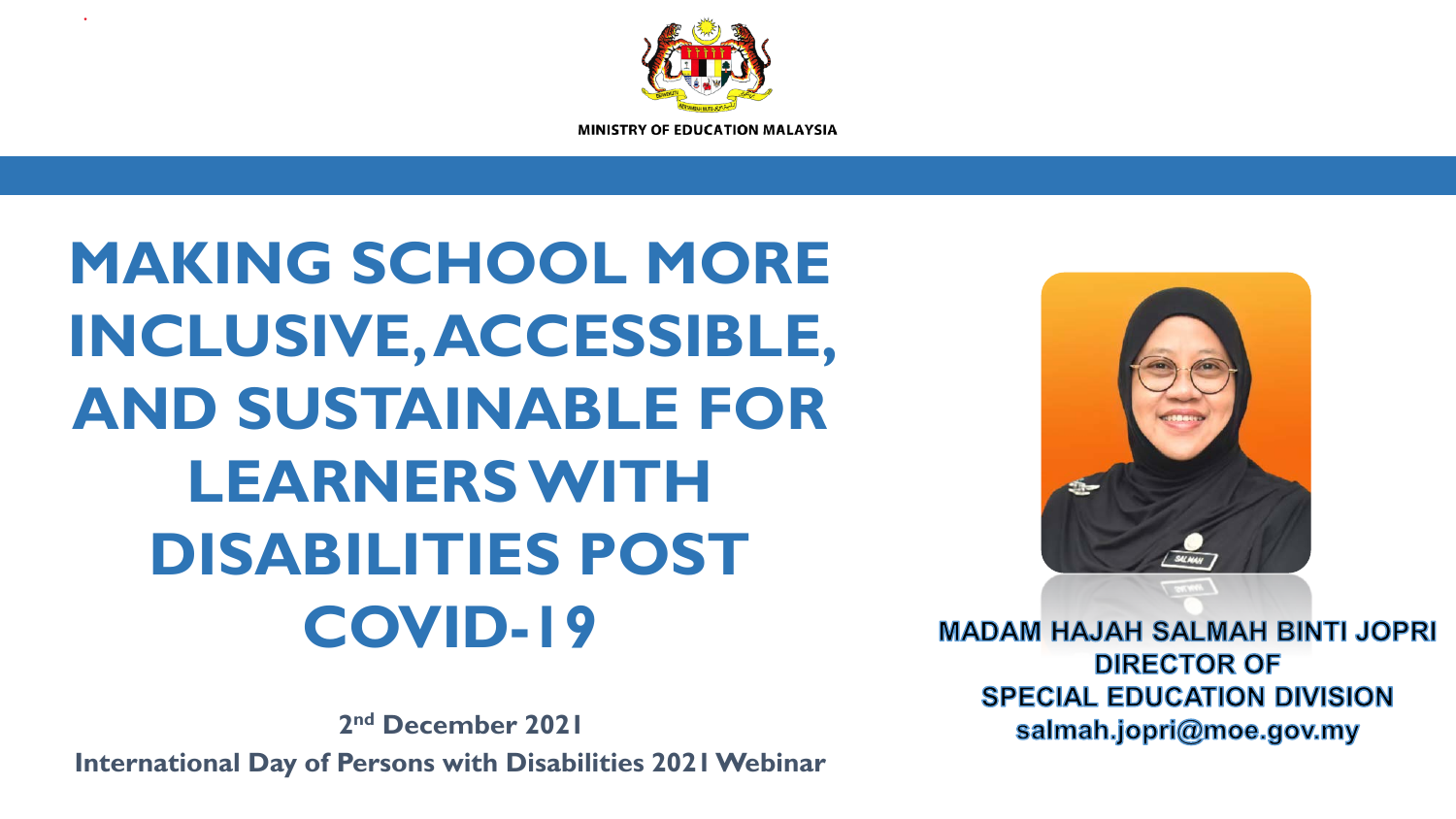MINISTRY OF EDUCATION MALAYSIA

# MAKING SCHOOL MORE INCLUSIVE, ACCESSIBLE, AND SUSTAINABLE FOR LEARNERS WITH DISABILITIES POST COVID-19

**2nd December 2021**

**International Day of Persons with Disabilities 2021 Webinar**

**MADAM HAJAH SALMAH BINTI JOPRI**
**DIRECTOR OF**
**SPECIAL EDUCATION DIVISION**
**salmah.jopri@moe.gov.my**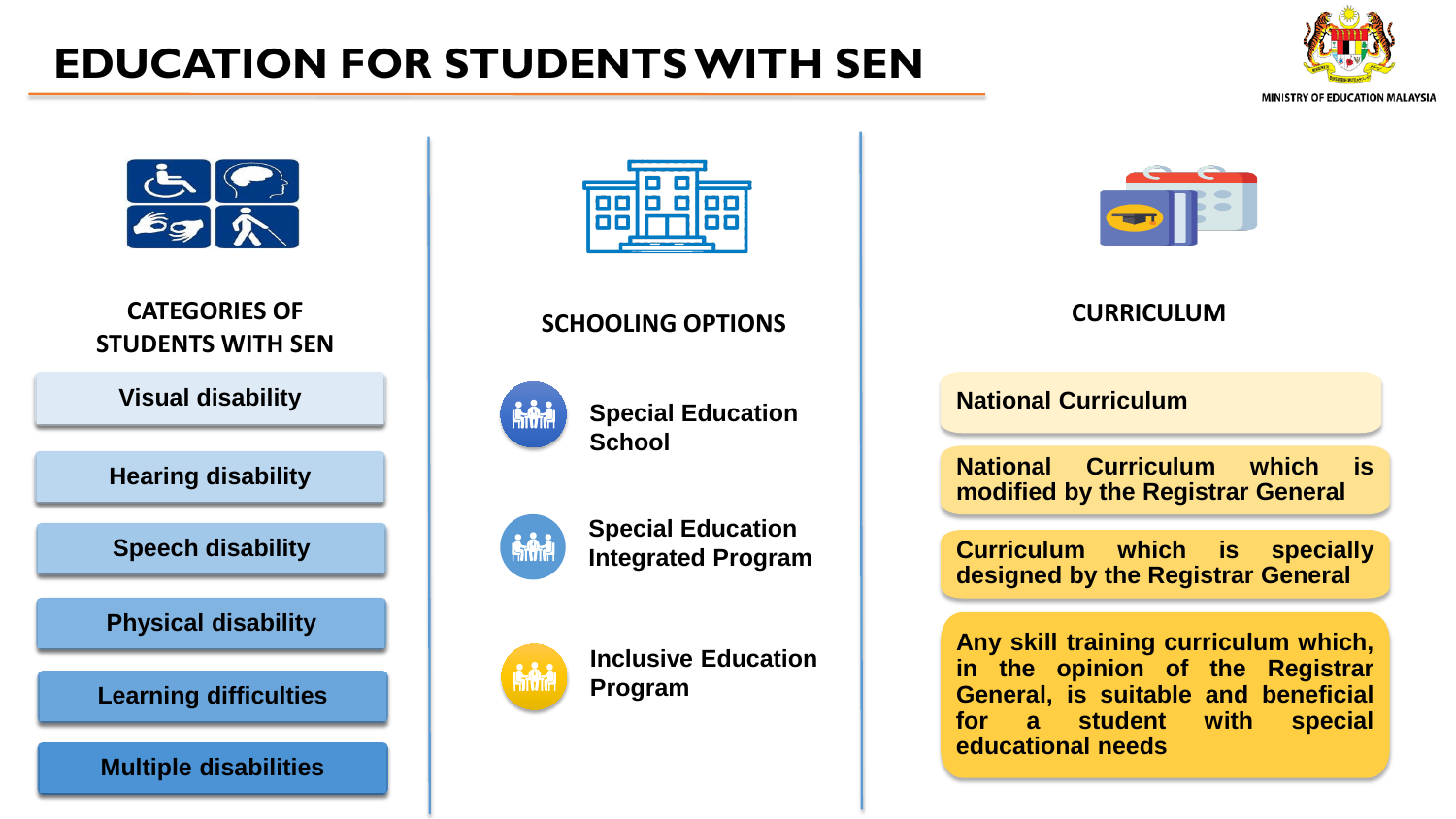# EDUCATION FOR STUDENTS WITH SEN

MINISTRY OF EDUCATION MALAYSIA

## CATEGORIES OF STUDENTS WITH SEN

- Visual disability
- Hearing disability
- Speech disability
- Physical disability
- Learning difficulties
- Multiple disabilities

## SCHOOLING OPTIONS

- Special Education School
- Special Education Integrated Program
- Inclusive Education Program

## CURRICULUM

- National Curriculum
- National Curriculum which is modified by the Registrar General
- Curriculum which is specially designed by the Registrar General
- Any skill training curriculum which, in the opinion of the Registrar General, is suitable and beneficial for a student with special educational needs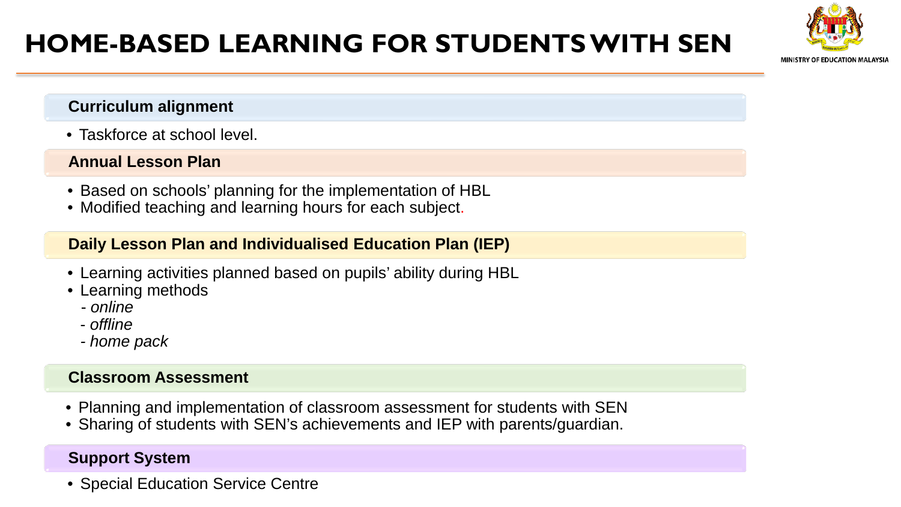# HOME-BASED LEARNING FOR STUDENTS WITH SEN

MINISTRY OF EDUCATION MALAYSIA

### Curriculum alignment

- Taskforce at school level.

### Annual Lesson Plan

- Based on schools' planning for the implementation of HBL
- Modified teaching and learning hours for each subject.

### Daily Lesson Plan and Individualised Education Plan (IEP)

- Learning activities planned based on pupils' ability during HBL
- Learning methods
  - *online*
  - *offline*
  - *home pack*

### Classroom Assessment

- Planning and implementation of classroom assessment for students with SEN
- Sharing of students with SEN's achievements and IEP with parents/guardian.

### Support System

- Special Education Service Centre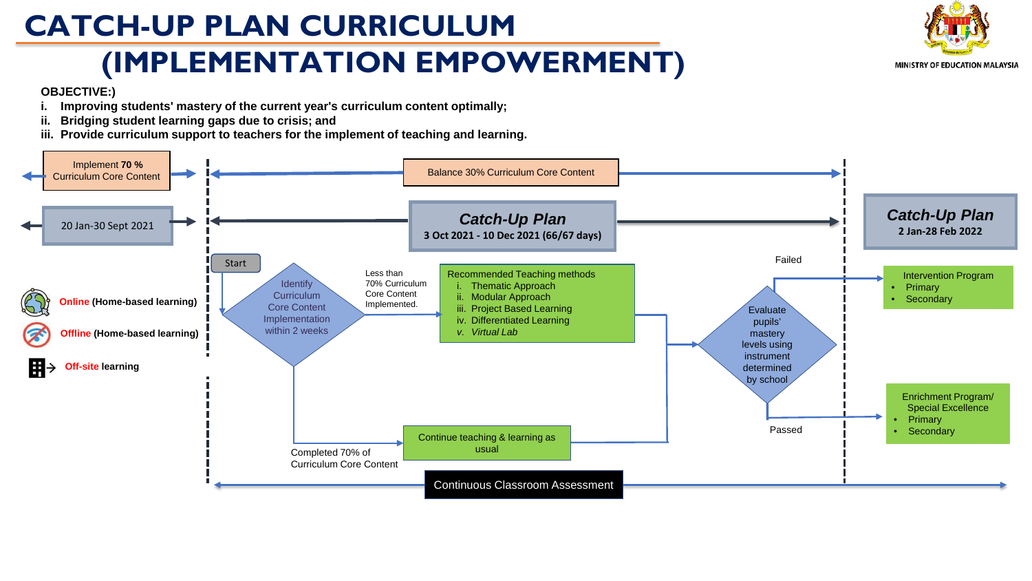# CATCH-UP PLAN CURRICULUM (IMPLEMENTATION EMPOWERMENT)

MINISTRY OF EDUCATION MALAYSIA

**OBJECTIVE:)**

**i. Improving students' mastery of the current year's curriculum content optimally;**

**ii. Bridging student learning gaps due to crisis; and**

**iii. Provide curriculum support to teachers for the implement of teaching and learning.**

Implement **70 %** Curriculum Core Content

Balance 30% Curriculum Core Content

20 Jan-30 Sept 2021

***Catch-Up Plan***
**3 Oct 2021 - 10 Dec 2021 (66/67 days)**

***Catch-Up Plan***
**2 Jan-28 Feb 2022**

**Online (Home-based learning)**

**Offline (Home-based learning)**

**Off-site learning**

Start

Identify Curriculum Core Content Implementation within 2 weeks

Less than 70% Curriculum Core Content Implemented.

Recommended Teaching methods
i. Thematic Approach
ii. Modular Approach
iii. Project Based Learning
iv. Differentiated Learning
*v. Virtual Lab*

Completed 70% of Curriculum Core Content

Continue teaching & learning as usual

Evaluate pupils' mastery levels using instrument determined by school

Failed

Intervention Program
- Primary
- Secondary

Passed

Enrichment Program/ Special Excellence
- Primary
- Secondary

Continuous Classroom Assessment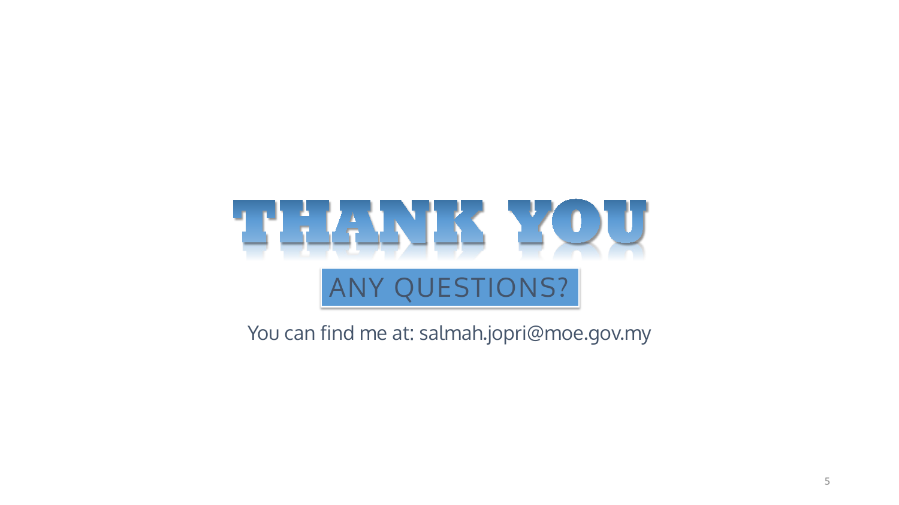# THANK YOU

## ANY QUESTIONS?

You can find me at: salmah.jopri@moe.gov.my